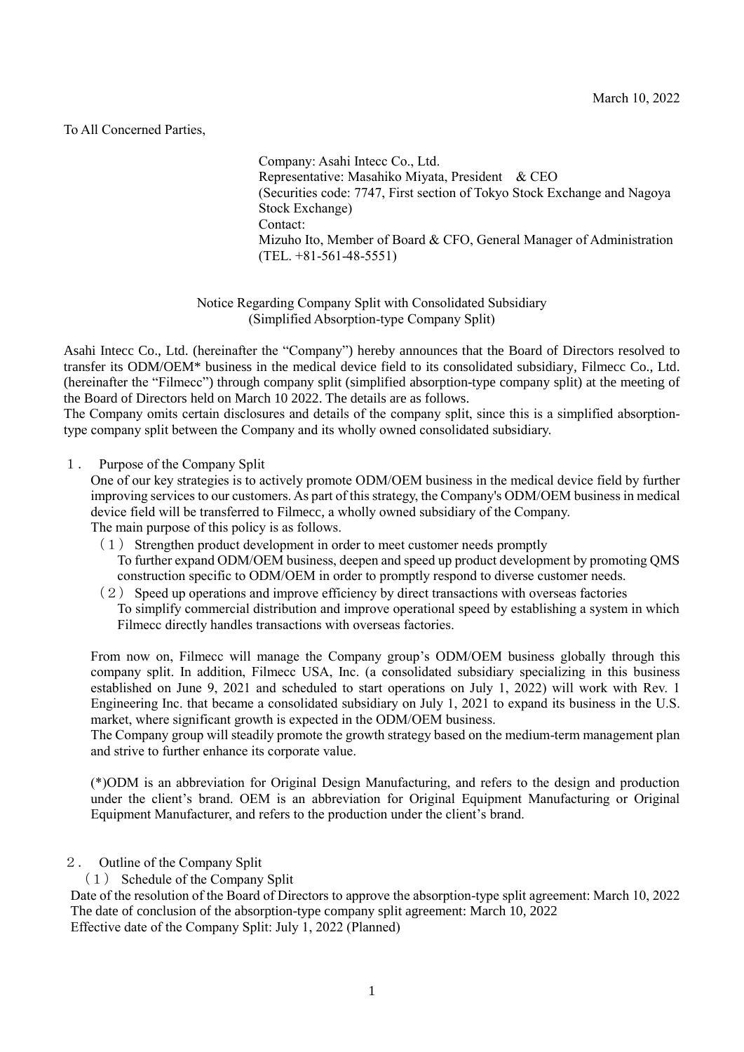March 10, 2022

To All Concerned Parties,

Company: Asahi Intecc Co., Ltd.
Representative: Masahiko Miyata, President & CEO
(Securities code: 7747, First section of Tokyo Stock Exchange and Nagoya Stock Exchange)
Contact:
Mizuho Ito, Member of Board & CFO, General Manager of Administration
(TEL. +81-561-48-5551)

# Notice Regarding Company Split with Consolidated Subsidiary (Simplified Absorption-type Company Split)

Asahi Intecc Co., Ltd. (hereinafter the "Company") hereby announces that the Board of Directors resolved to transfer its ODM/OEM* business in the medical device field to its consolidated subsidiary, Filmecc Co., Ltd. (hereinafter the "Filmecc") through company split (simplified absorption-type company split) at the meeting of the Board of Directors held on March 10 2022. The details are as follows.
The Company omits certain disclosures and details of the company split, since this is a simplified absorption-type company split between the Company and its wholly owned consolidated subsidiary.

## １． Purpose of the Company Split

One of our key strategies is to actively promote ODM/OEM business in the medical device field by further improving services to our customers. As part of this strategy, the Company's ODM/OEM business in medical device field will be transferred to Filmecc, a wholly owned subsidiary of the Company.
The main purpose of this policy is as follows.

（１） Strengthen product development in order to meet customer needs promptly
To further expand ODM/OEM business, deepen and speed up product development by promoting QMS construction specific to ODM/OEM in order to promptly respond to diverse customer needs.

（２） Speed up operations and improve efficiency by direct transactions with overseas factories
To simplify commercial distribution and improve operational speed by establishing a system in which Filmecc directly handles transactions with overseas factories.

From now on, Filmecc will manage the Company group's ODM/OEM business globally through this company split. In addition, Filmecc USA, Inc. (a consolidated subsidiary specializing in this business established on June 9, 2021 and scheduled to start operations on July 1, 2022) will work with Rev. 1 Engineering Inc. that became a consolidated subsidiary on July 1, 2021 to expand its business in the U.S. market, where significant growth is expected in the ODM/OEM business.
The Company group will steadily promote the growth strategy based on the medium-term management plan and strive to further enhance its corporate value.

(*)ODM is an abbreviation for Original Design Manufacturing, and refers to the design and production under the client's brand. OEM is an abbreviation for Original Equipment Manufacturing or Original Equipment Manufacturer, and refers to the production under the client's brand.

## ２． Outline of the Company Split

### （１） Schedule of the Company Split

Date of the resolution of the Board of Directors to approve the absorption-type split agreement: March 10, 2022
The date of conclusion of the absorption-type company split agreement: March 10, 2022
Effective date of the Company Split: July 1, 2022 (Planned)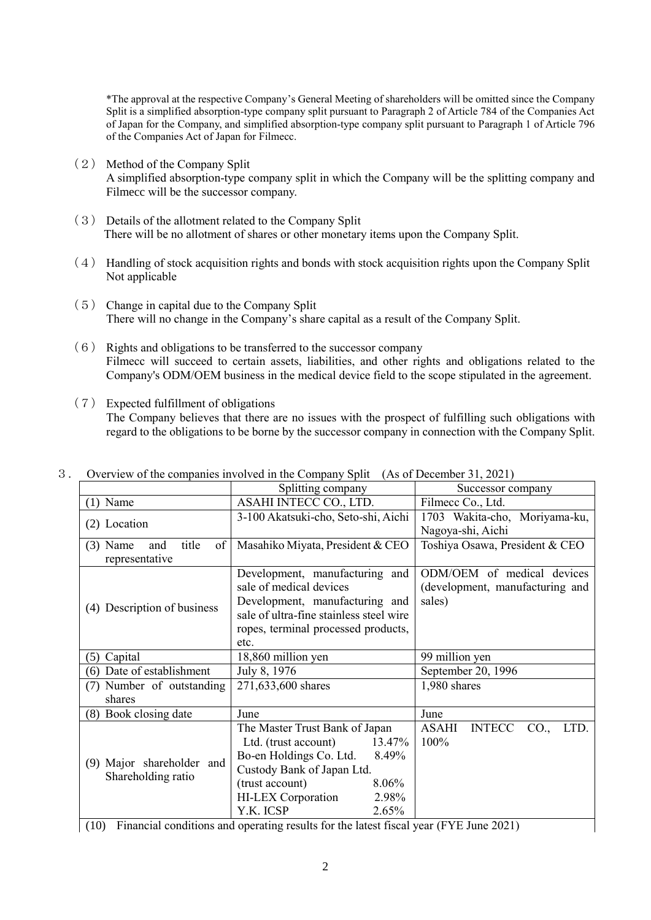*The approval at the respective Company's General Meeting of shareholders will be omitted since the Company Split is a simplified absorption-type company split pursuant to Paragraph 2 of Article 784 of the Companies Act of Japan for the Company, and simplified absorption-type company split pursuant to Paragraph 1 of Article 796 of the Companies Act of Japan for Filmecc.

（2） Method of the Company Split
A simplified absorption-type company split in which the Company will be the splitting company and Filmecc will be the successor company.

（3） Details of the allotment related to the Company Split
There will be no allotment of shares or other monetary items upon the Company Split.

（4） Handling of stock acquisition rights and bonds with stock acquisition rights upon the Company Split
Not applicable

（5） Change in capital due to the Company Split
There will no change in the Company's share capital as a result of the Company Split.

（6） Rights and obligations to be transferred to the successor company
Filmecc will succeed to certain assets, liabilities, and other rights and obligations related to the Company's ODM/OEM business in the medical device field to the scope stipulated in the agreement.

（7） Expected fulfillment of obligations
The Company believes that there are no issues with the prospect of fulfilling such obligations with regard to the obligations to be borne by the successor company in connection with the Company Split.

３． Overview of the companies involved in the Company Split (As of December 31, 2021)

| | Splitting company | Successor company |
|---|---|---|
| (1) Name | ASAHI INTECC CO., LTD. | Filmecc Co., Ltd. |
| (2) Location | 3-100 Akatsuki-cho, Seto-shi, Aichi | 1703 Wakita-cho, Moriyama-ku, Nagoya-shi, Aichi |
| (3) Name and title of representative | Masahiko Miyata, President & CEO | Toshiya Osawa, President & CEO |
| (4) Description of business | Development, manufacturing and sale of medical devices<br>Development, manufacturing and sale of ultra-fine stainless steel wire ropes, terminal processed products, etc. | ODM/OEM of medical devices (development, manufacturing and sales) |
| (5) Capital | 18,860 million yen | 99 million yen |
| (6) Date of establishment | July 8, 1976 | September 20, 1996 |
| (7) Number of outstanding shares | 271,633,600 shares | 1,980 shares |
| (8) Book closing date | June | June |
| (9) Major shareholder and Shareholding ratio | The Master Trust Bank of Japan Ltd. (trust account) 13.47%<br>Bo-en Holdings Co. Ltd. 8.49%<br>Custody Bank of Japan Ltd. (trust account) 8.06%<br>HI-LEX Corporation 2.98%<br>Y.K. ICSP 2.65% | ASAHI INTECC CO., LTD. 100% |
| (10) Financial conditions and operating results for the latest fiscal year (FYE June 2021) | | |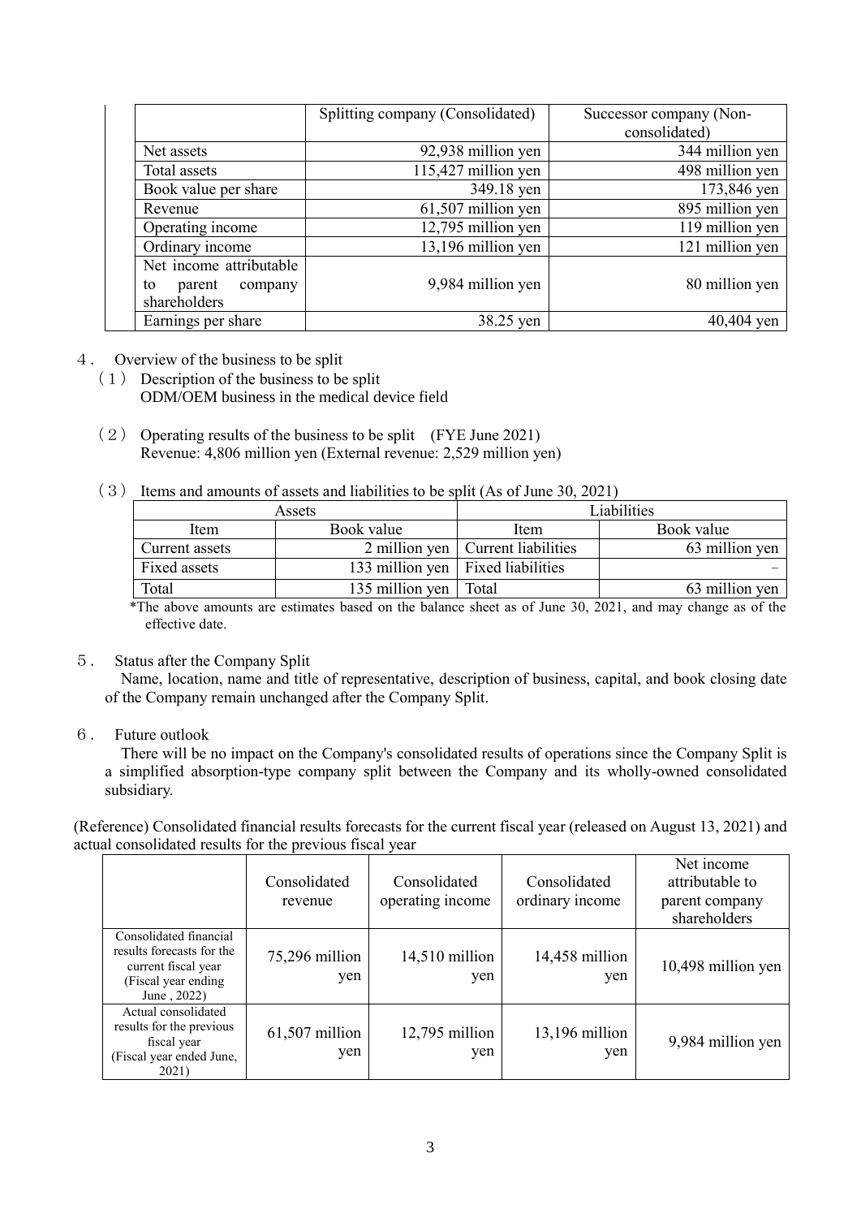| | Splitting company (Consolidated) | Successor company (Non-consolidated) |
|---|---|---|
| Net assets | 92,938 million yen | 344 million yen |
| Total assets | 115,427 million yen | 498 million yen |
| Book value per share | 349.18 yen | 173,846 yen |
| Revenue | 61,507 million yen | 895 million yen |
| Operating income | 12,795 million yen | 119 million yen |
| Ordinary income | 13,196 million yen | 121 million yen |
| Net income attributable to parent company shareholders | 9,984 million yen | 80 million yen |
| Earnings per share | 38.25 yen | 40,404 yen |

４． Overview of the business to be split

（１） Description of the business to be split
ODM/OEM business in the medical device field

（２） Operating results of the business to be split (FYE June 2021)
Revenue: 4,806 million yen (External revenue: 2,529 million yen)

（３） Items and amounts of assets and liabilities to be split (As of June 30, 2021)

| Assets | | Liabilities | |
|---|---|---|---|
| Item | Book value | Item | Book value |
| Current assets | 2 million yen | Current liabilities | 63 million yen |
| Fixed assets | 133 million yen | Fixed liabilities | － |
| Total | 135 million yen | Total | 63 million yen |

*The above amounts are estimates based on the balance sheet as of June 30, 2021, and may change as of the effective date.

５． Status after the Company Split

Name, location, name and title of representative, description of business, capital, and book closing date of the Company remain unchanged after the Company Split.

６． Future outlook

There will be no impact on the Company's consolidated results of operations since the Company Split is a simplified absorption-type company split between the Company and its wholly-owned consolidated subsidiary.

(Reference) Consolidated financial results forecasts for the current fiscal year (released on August 13, 2021) and actual consolidated results for the previous fiscal year

| | Consolidated revenue | Consolidated operating income | Consolidated ordinary income | Net income attributable to parent company shareholders |
|---|---|---|---|---|
| Consolidated financial results forecasts for the current fiscal year (Fiscal year ending June , 2022) | 75,296 million yen | 14,510 million yen | 14,458 million yen | 10,498 million yen |
| Actual consolidated results for the previous fiscal year (Fiscal year ended June, 2021) | 61,507 million yen | 12,795 million yen | 13,196 million yen | 9,984 million yen |